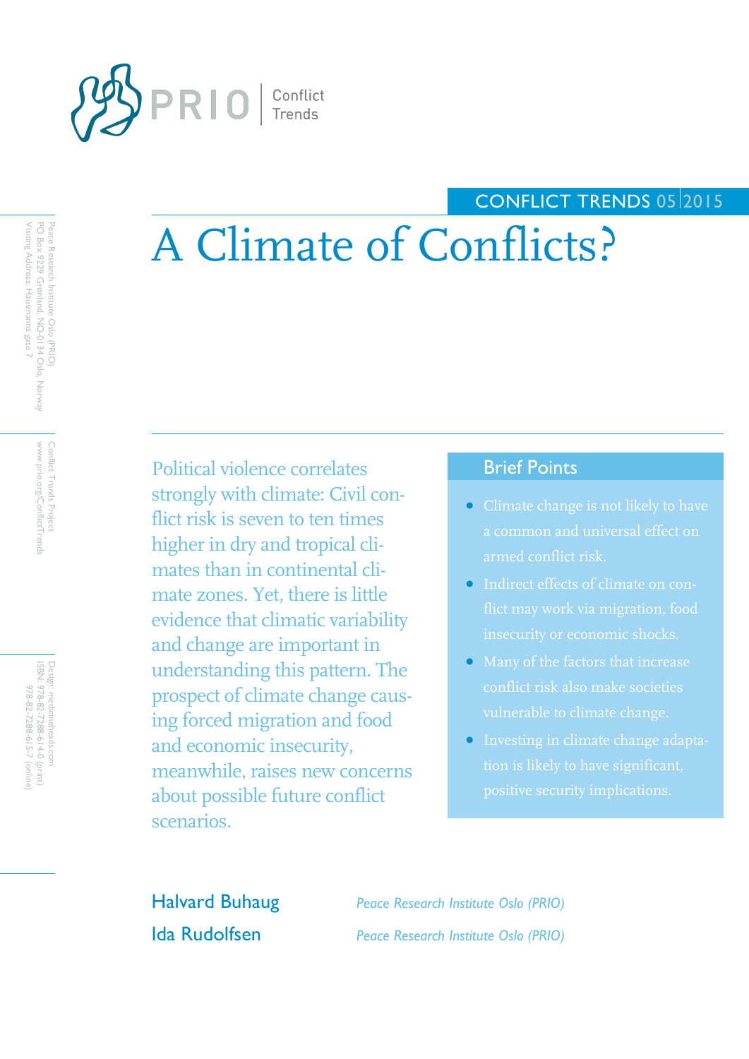PRIO | Conflict Trends

CONFLICT TRENDS 05 | 2015

# A Climate of Conflicts?

Peace Research Institute Oslo (PRIO)
PO Box 9229 Grønland, NO-0134 Oslo, Norway
Visiting Address: Hausmanns gate 7

Conflict Trends Project
www.prio.org/ConflictTrends

Design: medicineheads.com
ISBN: 978-82-7288-614-0 (print)
978-82-7288-615-7 (online)

Political violence correlates strongly with climate: Civil conflict risk is seven to ten times higher in dry and tropical climates than in continental climate zones. Yet, there is little evidence that climatic variability and change are important in understanding this pattern. The prospect of climate change causing forced migration and food and economic insecurity, meanwhile, raises new concerns about possible future conflict scenarios.

## Brief Points

- Climate change is not likely to have a common and universal effect on armed conflict risk.
- Indirect effects of climate on conflict may work via migration, food insecurity or economic shocks.
- Many of the factors that increase conflict risk also make societies vulnerable to climate change.
- Investing in climate change adaptation is likely to have significant, positive security implications.

Halvard Buhaug — *Peace Research Institute Oslo (PRIO)*

Ida Rudolfsen — *Peace Research Institute Oslo (PRIO)*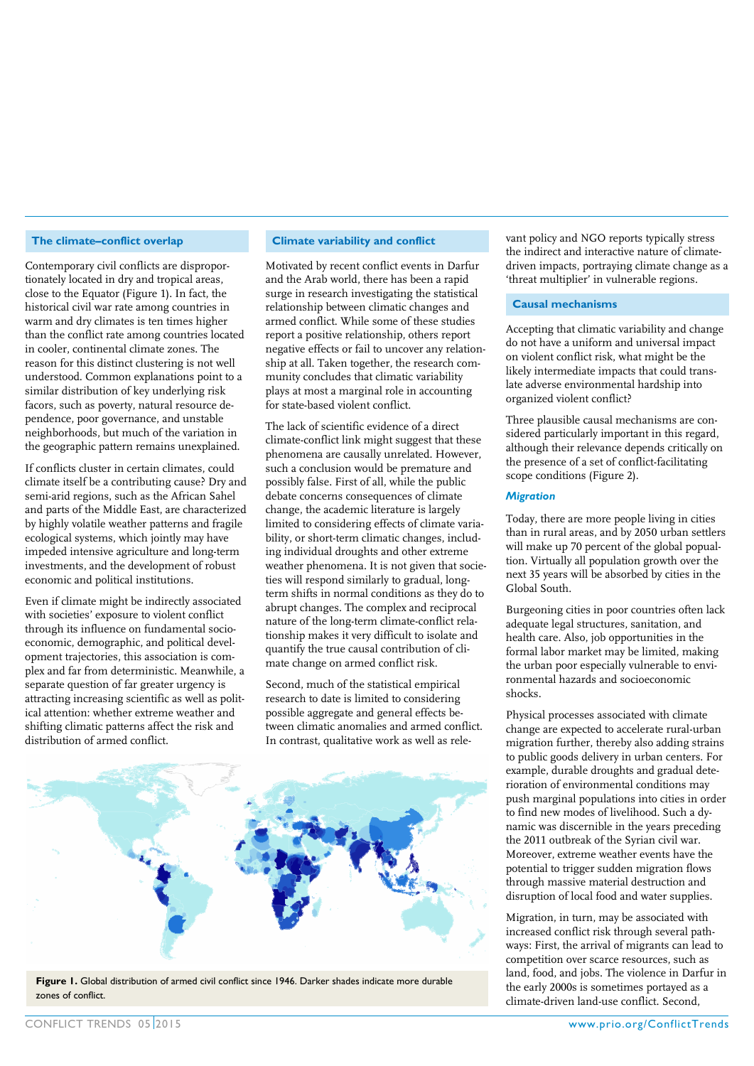## The climate–conflict overlap

Contemporary civil conflicts are disproportionately located in dry and tropical areas, close to the Equator (Figure 1). In fact, the historical civil war rate among countries in warm and dry climates is ten times higher than the conflict rate among countries located in cooler, continental climate zones. The reason for this distinct clustering is not well understood. Common explanations point to a similar distribution of key underlying risk facors, such as poverty, natural resource dependence, poor governance, and unstable neighborhoods, but much of the variation in the geographic pattern remains unexplained.

If conflicts cluster in certain climates, could climate itself be a contributing cause? Dry and semi-arid regions, such as the African Sahel and parts of the Middle East, are characterized by highly volatile weather patterns and fragile ecological systems, which jointly may have impeded intensive agriculture and long-term investments, and the development of robust economic and political institutions.

Even if climate might be indirectly associated with societies' exposure to violent conflict through its influence on fundamental socio-economic, demographic, and political development trajectories, this association is complex and far from deterministic. Meanwhile, a separate question of far greater urgency is attracting increasing scientific as well as political attention: whether extreme weather and shifting climatic patterns affect the risk and distribution of armed conflict.

## Climate variability and conflict

Motivated by recent conflict events in Darfur and the Arab world, there has been a rapid surge in research investigating the statistical relationship between climatic changes and armed conflict. While some of these studies report a positive relationship, others report negative effects or fail to uncover any relationship at all. Taken together, the research community concludes that climatic variability plays at most a marginal role in accounting for state-based violent conflict.

The lack of scientific evidence of a direct climate-conflict link might suggest that these phenomena are causally unrelated. However, such a conclusion would be premature and possibly false. First of all, while the public debate concerns consequences of climate change, the academic literature is largely limited to considering effects of climate variability, or short-term climatic changes, including individual droughts and other extreme weather phenomena. It is not given that societies will respond similarly to gradual, long-term shifts in normal conditions as they do to abrupt changes. The complex and reciprocal nature of the long-term climate-conflict relationship makes it very difficult to isolate and quantify the true causal contribution of climate change on armed conflict risk.

Second, much of the statistical empirical research to date is limited to considering possible aggregate and general effects between climatic anomalies and armed conflict. In contrast, qualitative work as well as relevant policy and NGO reports typically stress the indirect and interactive nature of climate-driven impacts, portraying climate change as a 'threat multiplier' in vulnerable regions.

**Figure 1.** Global distribution of armed civil conflict since 1946. Darker shades indicate more durable zones of conflict.

## Causal mechanisms

Accepting that climatic variability and change do not have a uniform and universal impact on violent conflict risk, what might be the likely intermediate impacts that could translate adverse environmental hardship into organized violent conflict?

Three plausible causal mechanisms are considered particularly important in this regard, although their relevance depends critically on the presence of a set of conflict-facilitating scope conditions (Figure 2).

### *Migration*

Today, there are more people living in cities than in rural areas, and by 2050 urban settlers will make up 70 percent of the global population. Virtually all population growth over the next 35 years will be absorbed by cities in the Global South.

Burgeoning cities in poor countries often lack adequate legal structures, sanitation, and health care. Also, job opportunities in the formal labor market may be limited, making the urban poor especially vulnerable to environmental hazards and socioeconomic shocks.

Physical processes associated with climate change are expected to accelerate rural-urban migration further, thereby also adding strains to public goods delivery in urban centers. For example, durable droughts and gradual deterioration of environmental conditions may push marginal populations into cities in order to find new modes of livelihood. Such a dynamic was discernible in the years preceding the 2011 outbreak of the Syrian civil war. Moreover, extreme weather events have the potential to trigger sudden migration flows through massive material destruction and disruption of local food and water supplies.

Migration, in turn, may be associated with increased conflict risk through several pathways: First, the arrival of migrants can lead to competition over scarce resources, such as land, food, and jobs. The violence in Darfur in the early 2000s is sometimes portayed as a climate-driven land-use conflict. Second,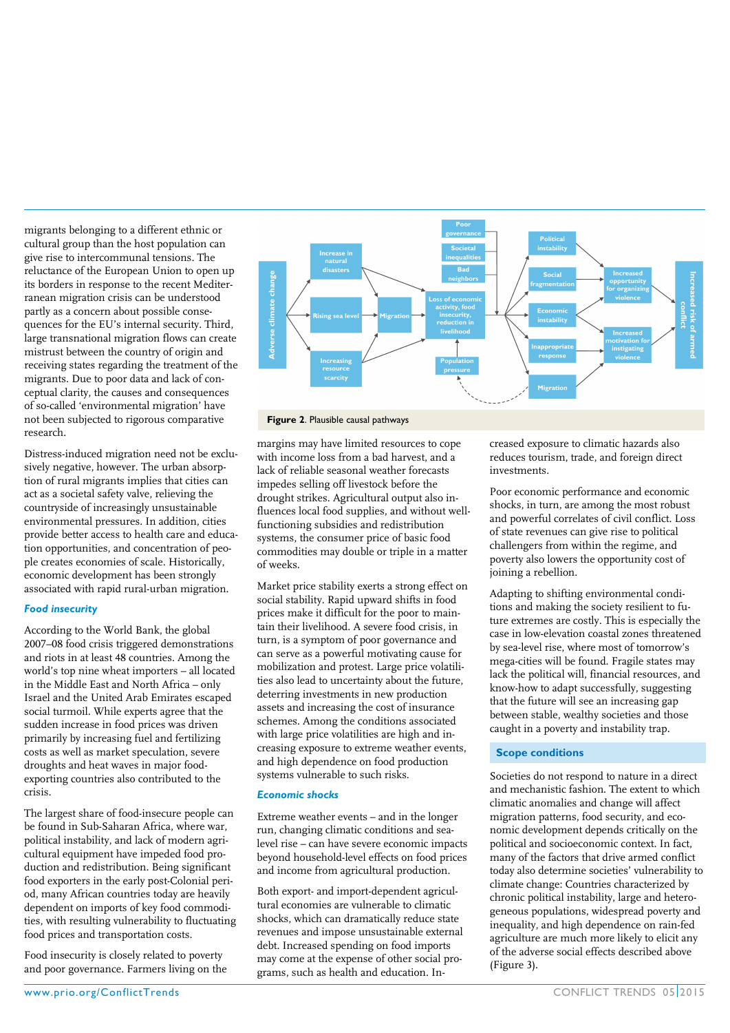migrants belonging to a different ethnic or cultural group than the host population can give rise to intercommunal tensions. The reluctance of the European Union to open up its borders in response to the recent Mediterranean migration crisis can be understood partly as a concern about possible consequences for the EU's internal security. Third, large transnational migration flows can create mistrust between the country of origin and receiving states regarding the treatment of the migrants. Due to poor data and lack of conceptual clarity, the causes and consequences of so-called 'environmental migration' have not been subjected to rigorous comparative research.

Distress-induced migration need not be exclusively negative, however. The urban absorption of rural migrants implies that cities can act as a societal safety valve, relieving the countryside of increasingly unsustainable environmental pressures. In addition, cities provide better access to health care and education opportunities, and concentration of people creates economies of scale. Historically, economic development has been strongly associated with rapid rural-urban migration.

### *Food insecurity*

According to the World Bank, the global 2007–08 food crisis triggered demonstrations and riots in at least 48 countries. Among the world's top nine wheat importers – all located in the Middle East and North Africa – only Israel and the United Arab Emirates escaped social turmoil. While experts agree that the sudden increase in food prices was driven primarily by increasing fuel and fertilizing costs as well as market speculation, severe droughts and heat waves in major food-exporting countries also contributed to the crisis.

The largest share of food-insecure people can be found in Sub-Saharan Africa, where war, political instability, and lack of modern agricultural equipment have impeded food production and redistribution. Being significant food exporters in the early post-Colonial period, many African countries today are heavily dependent on imports of key food commodities, with resulting vulnerability to fluctuating food prices and transportation costs.

Food insecurity is closely related to poverty and poor governance. Farmers living on the margins may have limited resources to cope with income loss from a bad harvest, and a lack of reliable seasonal weather forecasts impedes selling off livestock before the drought strikes. Agricultural output also influences local food supplies, and without well-functioning subsidies and redistribution systems, the consumer price of basic food commodities may double or triple in a matter of weeks.

Market price stability exerts a strong effect on social stability. Rapid upward shifts in food prices make it difficult for the poor to maintain their livelihood. A severe food crisis, in turn, is a symptom of poor governance and can serve as a powerful motivating cause for mobilization and protest. Large price volatilities also lead to uncertainty about the future, deterring investments in new production assets and increasing the cost of insurance schemes. Among the conditions associated with large price volatilities are high and increasing exposure to extreme weather events, and high dependence on food production systems vulnerable to such risks.

### *Economic shocks*

Extreme weather events – and in the longer run, changing climatic conditions and sea-level rise – can have severe economic impacts beyond household-level effects on food prices and income from agricultural production.

Both export- and import-dependent agricultural economies are vulnerable to climatic shocks, which can dramatically reduce state revenues and impose unsustainable external debt. Increased spending on food imports may come at the expense of other social programs, such as health and education. Increased exposure to climatic hazards also reduces tourism, trade, and foreign direct investments.

Poor economic performance and economic shocks, in turn, are among the most robust and powerful correlates of civil conflict. Loss of state revenues can give rise to political challengers from within the regime, and poverty also lowers the opportunity cost of joining a rebellion.

Adapting to shifting environmental conditions and making the society resilient to future extremes are costly. This is especially the case in low-elevation coastal zones threatened by sea-level rise, where most of tomorrow's mega-cities will be found. Fragile states may lack the political will, financial resources, and know-how to adapt successfully, suggesting that the future will see an increasing gap between stable, wealthy societies and those caught in a poverty and instability trap.

## Scope conditions

Societies do not respond to nature in a direct and mechanistic fashion. The extent to which climatic anomalies and change will affect migration patterns, food security, and economic development depends critically on the political and socioeconomic context. In fact, many of the factors that drive armed conflict today also determine societies' vulnerability to climate change: Countries characterized by chronic political instability, large and heterogeneous populations, widespread poverty and inequality, and high dependence on rain-fed agriculture are much more likely to elicit any of the adverse social effects described above (Figure 3).

Adverse climate change → Increase in natural disasters; Rising sea level; Increasing resource scarcity → Migration; Loss of economic activity, food insecurity, reduction in livelihood (with Poor governance; Societal inequalities; Bad neighbors; Population pressure) → Political instability; Social fragmentation; Economic instability; Inappropriate response; Migration → Increased opportunity for organizing violence; Increased motivation for instigating violence → Increased risk of armed conflict

**Figure 2.** Plausible causal pathways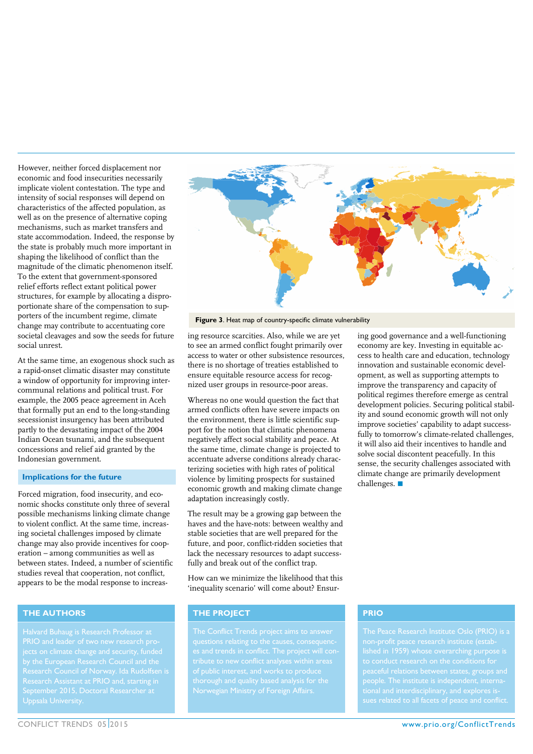However, neither forced displacement nor economic and food insecurities necessarily implicate violent contestation. The type and intensity of social responses will depend on characteristics of the affected population, as well as on the presence of alternative coping mechanisms, such as market transfers and state accommodation. Indeed, the response by the state is probably much more important in shaping the likelihood of conflict than the magnitude of the climatic phenomenon itself. To the extent that government-sponsored relief efforts reflect extant political power structures, for example by allocating a disproportionate share of the compensation to supporters of the incumbent regime, climate change may contribute to accentuating core societal cleavages and sow the seeds for future social unrest.

At the same time, an exogenous shock such as a rapid-onset climatic disaster may constitute a window of opportunity for improving intercommunal relations and political trust. For example, the 2005 peace agreement in Aceh that formally put an end to the long-standing secessionist insurgency has been attributed partly to the devastating impact of the 2004 Indian Ocean tsunami, and the subsequent concessions and relief aid granted by the Indonesian government.

## Implications for the future

Forced migration, food insecurity, and economic shocks constitute only three of several possible mechanisms linking climate change to violent conflict. At the same time, increasing societal challenges imposed by climate change may also provide incentives for cooperation – among communities as well as between states. Indeed, a number of scientific studies reveal that cooperation, not conflict, appears to be the modal response to increasing resource scarcities. Also, while we are yet to see an armed conflict fought primarily over access to water or other subsistence resources, there is no shortage of treaties established to ensure equitable resource access for recognized user groups in resource-poor areas.

**Figure 3**. Heat map of country-specific climate vulnerability

Whereas no one would question the fact that armed conflicts often have severe impacts on the environment, there is little scientific support for the notion that climatic phenomena negatively affect social stability and peace. At the same time, climate change is projected to accentuate adverse conditions already characterizing societies with high rates of political violence by limiting prospects for sustained economic growth and making climate change adaptation increasingly costly.

The result may be a growing gap between the haves and the have-nots: between wealthy and stable societies that are well prepared for the future, and poor, conflict-ridden societies that lack the necessary resources to adapt successfully and break out of the conflict trap.

How can we minimize the likelihood that this 'inequality scenario' will come about? Ensuring good governance and a well-functioning economy are key. Investing in equitable access to health care and education, technology innovation and sustainable economic development, as well as supporting attempts to improve the transparency and capacity of political regimes therefore emerge as central development policies. Securing political stability and sound economic growth will not only improve societies' capability to adapt successfully to tomorrow's climate-related challenges, it will also aid their incentives to handle and solve social discontent peacefully. In this sense, the security challenges associated with climate change are primarily development challenges. ■

### THE AUTHORS

Halvard Buhaug is Research Professor at PRIO and leader of two new research projects on climate change and security, funded by the European Research Council and the Research Council of Norway. Ida Rudolfsen is Research Assistant at PRIO and, starting in September 2015, Doctoral Researcher at Uppsala University.

### THE PROJECT

The Conflict Trends project aims to answer questions relating to the causes, consequences and trends in conflict. The project will contribute to new conflict analyses within areas of public interest, and works to produce thorough and quality based analysis for the Norwegian Ministry of Foreign Affairs.

### PRIO

The Peace Research Institute Oslo (PRIO) is a non-profit peace research institute (established in 1959) whose overarching purpose is to conduct research on the conditions for peaceful relations between states, groups and people. The institute is independent, international and interdisciplinary, and explores issues related to all facets of peace and conflict.